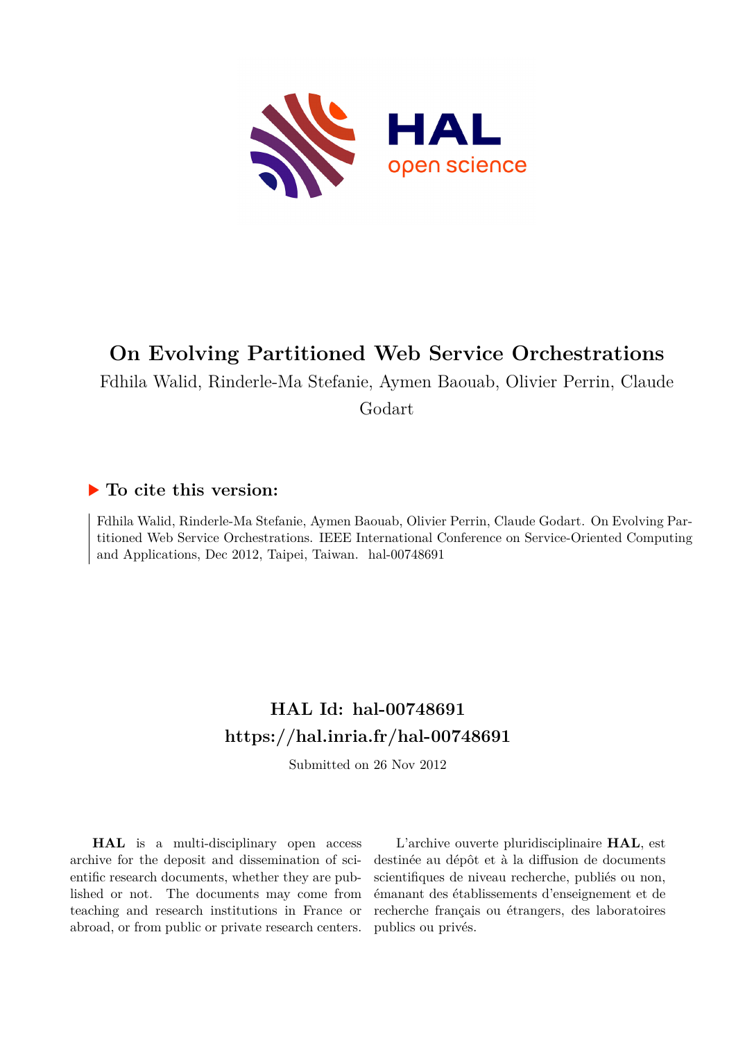# On Evolving Partitioned Web Service Orchestrations

Fdhila Walid, Rinderle-Ma Stefanie, Aymen Baouab, Olivier Perrin, Claude Godart

## ▶ To cite this version:

Fdhila Walid, Rinderle-Ma Stefanie, Aymen Baouab, Olivier Perrin, Claude Godart. On Evolving Partitioned Web Service Orchestrations. IEEE International Conference on Service-Oriented Computing and Applications, Dec 2012, Taipei, Taiwan. hal-00748691

## HAL Id: hal-00748691

## https://hal.inria.fr/hal-00748691

Submitted on 26 Nov 2012

**HAL** is a multi-disciplinary open access archive for the deposit and dissemination of scientific research documents, whether they are published or not. The documents may come from teaching and research institutions in France or abroad, or from public or private research centers.

L'archive ouverte pluridisciplinaire **HAL**, est destinée au dépôt et à la diffusion de documents scientifiques de niveau recherche, publiés ou non, émanant des établissements d'enseignement et de recherche français ou étrangers, des laboratoires publics ou privés.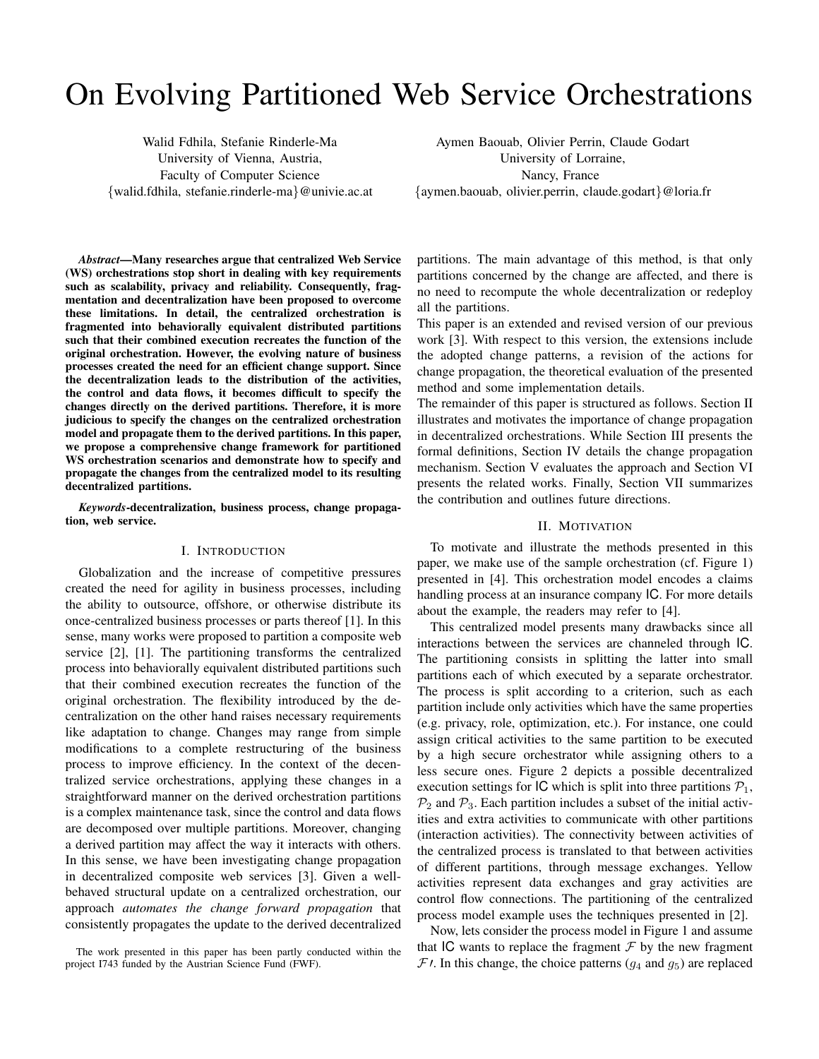# On Evolving Partitioned Web Service Orchestrations

Walid Fdhila, Stefanie Rinderle-Ma
University of Vienna, Austria,
Faculty of Computer Science
{walid.fdhila, stefanie.rinderle-ma}@univie.ac.at

Aymen Baouab, Olivier Perrin, Claude Godart
University of Lorraine,
Nancy, France
{aymen.baouab, olivier.perrin, claude.godart}@loria.fr

***Abstract*—Many researches argue that centralized Web Service (WS) orchestrations stop short in dealing with key requirements such as scalability, privacy and reliability. Consequently, fragmentation and decentralization have been proposed to overcome these limitations. In detail, the centralized orchestration is fragmented into behaviorally equivalent distributed partitions such that their combined execution recreates the function of the original orchestration. However, the evolving nature of business processes created the need for an efficient change support. Since the decentralization leads to the distribution of the activities, the control and data flows, it becomes difficult to specify the changes directly on the derived partitions. Therefore, it is more judicious to specify the changes on the centralized orchestration model and propagate them to the derived partitions. In this paper, we propose a comprehensive change framework for partitioned WS orchestration scenarios and demonstrate how to specify and propagate the changes from the centralized model to its resulting decentralized partitions.**

***Keywords*-decentralization, business process, change propagation, web service.**

## I. Introduction

Globalization and the increase of competitive pressures created the need for agility in business processes, including the ability to outsource, offshore, or otherwise distribute its once-centralized business processes or parts thereof [1]. In this sense, many works were proposed to partition a composite web service [2], [1]. The partitioning transforms the centralized process into behaviorally equivalent distributed partitions such that their combined execution recreates the function of the original orchestration. The flexibility introduced by the decentralization on the other hand raises necessary requirements like adaptation to change. Changes may range from simple modifications to a complete restructuring of the business process to improve efficiency. In the context of the decentralized service orchestrations, applying these changes in a straightforward manner on the derived orchestration partitions is a complex maintenance task, since the control and data flows are decomposed over multiple partitions. Moreover, changing a derived partition may affect the way it interacts with others. In this sense, we have been investigating change propagation in decentralized composite web services [3]. Given a well-behaved structural update on a centralized orchestration, our approach *automates the change forward propagation* that consistently propagates the update to the derived decentralized partitions. The main advantage of this method, is that only partitions concerned by the change are affected, and there is no need to recompute the whole decentralization or redeploy all the partitions.

This paper is an extended and revised version of our previous work [3]. With respect to this version, the extensions include the adopted change patterns, a revision of the actions for change propagation, the theoretical evaluation of the presented method and some implementation details.

The remainder of this paper is structured as follows. Section II illustrates and motivates the importance of change propagation in decentralized orchestrations. While Section III presents the formal definitions, Section IV details the change propagation mechanism. Section V evaluates the approach and Section VI presents the related works. Finally, Section VII summarizes the contribution and outlines future directions.

The work presented in this paper has been partly conducted within the project I743 funded by the Austrian Science Fund (FWF).

## II. Motivation

To motivate and illustrate the methods presented in this paper, we make use of the sample orchestration (cf. Figure 1) presented in [4]. This orchestration model encodes a claims handling process at an insurance company IC. For more details about the example, the readers may refer to [4].

This centralized model presents many drawbacks since all interactions between the services are channeled through IC. The partitioning consists in splitting the latter into small partitions each of which executed by a separate orchestrator. The process is split according to a criterion, such as each partition include only activities which have the same properties (e.g. privacy, role, optimization, etc.). For instance, one could assign critical activities to the same partition to be executed by a high secure orchestrator while assigning others to a less secure ones. Figure 2 depicts a possible decentralized execution settings for IC which is split into three partitions $\mathcal{P}_1$, $\mathcal{P}_2$ and $\mathcal{P}_3$. Each partition includes a subset of the initial activities and extra activities to communicate with other partitions (interaction activities). The connectivity between activities of the centralized process is translated to that between activities of different partitions, through message exchanges. Yellow activities represent data exchanges and gray activities are control flow connections. The partitioning of the centralized process model example uses the techniques presented in [2].

Now, lets consider the process model in Figure 1 and assume that IC wants to replace the fragment $\mathcal{F}$ by the new fragment $\mathcal{F}\prime$. In this change, the choice patterns ($g_4$ and $g_5$) are replaced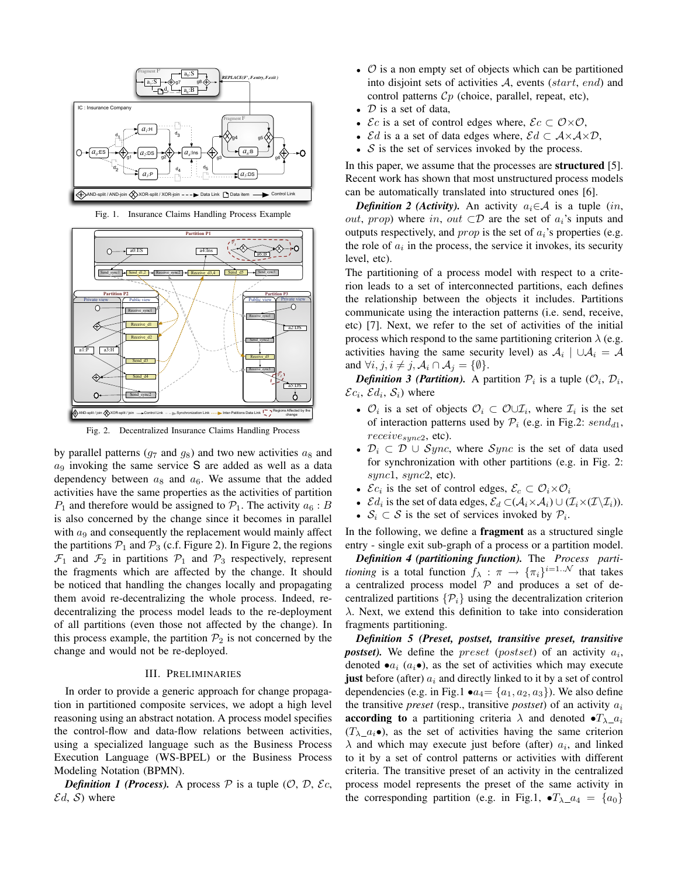Fig. 1. Insurance Claims Handling Process Example

Fig. 2. Decentralized Insurance Claims Handling Process

by parallel patterns ($g_7$ and $g_8$) and two new activities $a_8$ and $a_9$ invoking the same service S are added as well as a data dependency between $a_8$ and $a_6$. We assume that the added activities have the same properties as the activities of partition $P_1$ and therefore would be assigned to $\mathcal{P}_1$. The activity $a_6 : B$ is also concerned by the change since it becomes in parallel with $a_9$ and consequently the replacement would mainly affect the partitions $\mathcal{P}_1$ and $\mathcal{P}_3$ (c.f. Figure 2). In Figure 2, the regions $\mathcal{F}_1$ and $\mathcal{F}_2$ in partitions $\mathcal{P}_1$ and $\mathcal{P}_3$ respectively, represent the fragments which are affected by the change. It should be noticed that handling the changes locally and propagating them avoid re-decentralizing the whole process. Indeed, re-decentralizing the process model leads to the re-deployment of all partitions (even those not affected by the change). In this process example, the partition $\mathcal{P}_2$ is not concerned by the change and would not be re-deployed.

## III. Preliminaries

In order to provide a generic approach for change propagation in partitioned composite services, we adopt a high level reasoning using an abstract notation. A process model specifies the control-flow and data-flow relations between activities, using a specialized language such as the Business Process Execution Language (WS-BPEL) or the Business Process Modeling Notation (BPMN).

***Definition 1 (Process).*** A process $\mathcal{P}$ is a tuple ($\mathcal{O}$, $\mathcal{D}$, $\mathcal{E}c$, $\mathcal{E}d$, $\mathcal{S}$) where

- $\mathcal{O}$ is a non empty set of objects which can be partitioned into disjoint sets of activities $\mathcal{A}$, events ($start$, $end$) and control patterns $\mathcal{C}p$ (choice, parallel, repeat, etc),
- $\mathcal{D}$ is a set of data,
- $\mathcal{E}c$ is a set of control edges where, $\mathcal{E}c \subset \mathcal{O}\times\mathcal{O}$,
- $\mathcal{E}d$ is a a set of data edges where, $\mathcal{E}d \subset \mathcal{A}\times\mathcal{A}\times\mathcal{D}$,
- $\mathcal{S}$ is the set of services invoked by the process.

In this paper, we assume that the processes are **structured** [5]. Recent work has shown that most unstructured process models can be automatically translated into structured ones [6].

***Definition 2 (Activity).*** An activity $a_i \in \mathcal{A}$ is a tuple ($in$, $out$, $prop$) where $in$, $out$ $\subset \mathcal{D}$ are the set of $a_i$'s inputs and outputs respectively, and $prop$ is the set of $a_i$'s properties (e.g. the role of $a_i$ in the process, the service it invokes, its security level, etc).

The partitioning of a process model with respect to a criterion leads to a set of interconnected partitions, each defines the relationship between the objects it includes. Partitions communicate using the interaction patterns (i.e. send, receive, etc) [7]. Next, we refer to the set of activities of the initial process which respond to the same partitioning criterion $\lambda$ (e.g. activities having the same security level) as $\mathcal{A}_i \mid \cup\mathcal{A}_i = \mathcal{A}$ and $\forall i,j, i \neq j, \mathcal{A}_i \cap \mathcal{A}_j = \{\emptyset\}$.

***Definition 3 (Partition).*** A partition $\mathcal{P}_i$ is a tuple ($\mathcal{O}_i$, $\mathcal{D}_i$, $\mathcal{E}c_i$, $\mathcal{E}d_i$, $\mathcal{S}_i$) where

- $\mathcal{O}_i$ is a set of objects $\mathcal{O}_i \subset \mathcal{O} \cup \mathcal{I}_i$, where $\mathcal{I}_i$ is the set of interaction patterns used by $\mathcal{P}_i$ (e.g. in Fig.2: $send_{d1}$, $receive_{sync2}$, etc).
- $\mathcal{D}_i \subset \mathcal{D} \cup \mathcal{S}ync$, where $\mathcal{S}ync$ is the set of data used for synchronization with other partitions (e.g. in Fig. 2: $sync1$, $sync2$, etc).
- $\mathcal{E}c_i$ is the set of control edges, $\mathcal{E}_c \subset \mathcal{O}_i \times \mathcal{O}_i$
- $\mathcal{E}d_i$ is the set of data edges, $\mathcal{E}_d \subset (\mathcal{A}_i \times \mathcal{A}_i) \cup (\mathcal{I}_i \times (\mathcal{I} \backslash \mathcal{I}_i))$.
- $\mathcal{S}_i \subset \mathcal{S}$ is the set of services invoked by $\mathcal{P}_i$.

In the following, we define a **fragment** as a structured single entry - single exit sub-graph of a process or a partition model.

***Definition 4 (partitioning function).*** The *Process partitioning* is a total function $f_\lambda : \pi \rightarrow \{\pi_i\}^{i=1..\mathcal{N}}$ that takes a centralized process model $\mathcal{P}$ and produces a set of decentralized partitions $\{\mathcal{P}_i\}$ using the decentralization criterion $\lambda$. Next, we extend this definition to take into consideration fragments partitioning.

***Definition 5 (Preset, postset, transitive preset, transitive postset).*** We define the $preset$ ($postset$) of an activity $a_i$, denoted $\bullet a_i$ ($a_i \bullet$), as the set of activities which may execute **just** before (after) $a_i$ and directly linked to it by a set of control dependencies (e.g. in Fig.1 $\bullet a_4 = \{a_1, a_2, a_3\}$). We also define the transitive *preset* (resp., transitive *postset*) of an activity $a_i$ **according to** a partitioning criteria $\lambda$ and denoted $\bullet T_\lambda\_a_i$ ($T_\lambda\_a_i \bullet$), as the set of activities having the same criterion $\lambda$ and which may execute just before (after) $a_i$, and linked to it by a set of control patterns or activities with different criteria. The transitive preset of an activity in the centralized process model represents the preset of the same activity in the corresponding partition (e.g. in Fig.1, $\bullet T_\lambda\_a_4 = \{a_0\}$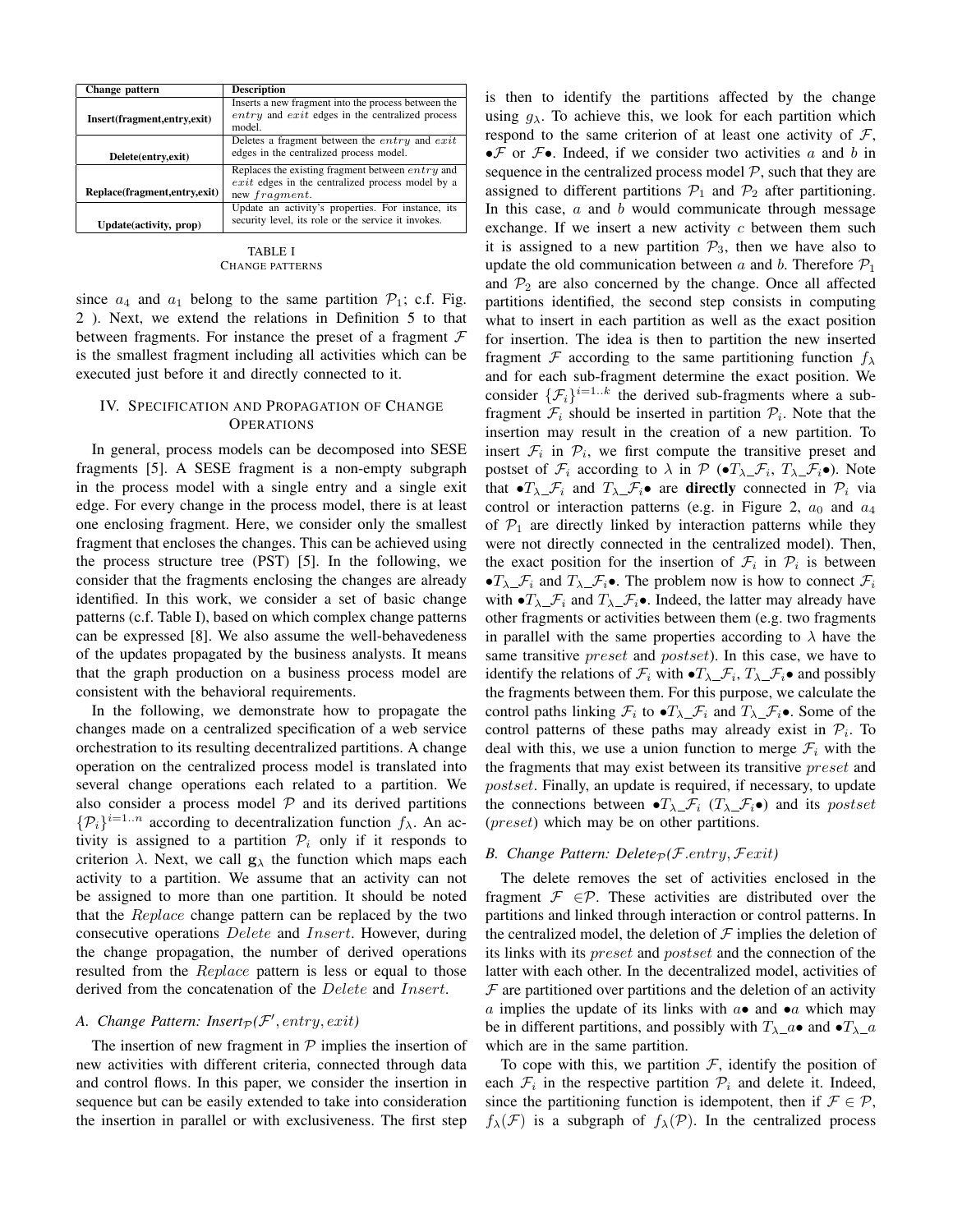| Change pattern | Description |
| --- | --- |
| Insert(fragment,entry,exit) | Inserts a new fragment into the process between the $entry$ and $exit$ edges in the centralized process model. |
| Delete(entry,exit) | Deletes a fragment between the $entry$ and $exit$ edges in the centralized process model. |
| Replace(fragment,entry,exit) | Replaces the existing fragment between $entry$ and $exit$ edges in the centralized process model by a new $fragment$. |
| Update(activity, prop) | Update an activity's properties. For instance, its security level, its role or the service it invokes. |

TABLE I
CHANGE PATTERNS

since $a_4$ and $a_1$ belong to the same partition $\mathcal{P}_1$; c.f. Fig. 2 ). Next, we extend the relations in Definition 5 to that between fragments. For instance the preset of a fragment $\mathcal{F}$ is the smallest fragment including all activities which can be executed just before it and directly connected to it.

## IV. Specification and Propagation of Change Operations

In general, process models can be decomposed into SESE fragments [5]. A SESE fragment is a non-empty subgraph in the process model with a single entry and a single exit edge. For every change in the process model, there is at least one enclosing fragment. Here, we consider only the smallest fragment that encloses the changes. This can be achieved using the process structure tree (PST) [5]. In the following, we consider that the fragments enclosing the changes are already identified. In this work, we consider a set of basic change patterns (c.f. Table I), based on which complex change patterns can be expressed [8]. We also assume the well-behavedeness of the updates propagated by the business analysts. It means that the graph production on a business process model are consistent with the behavioral requirements.

In the following, we demonstrate how to propagate the changes made on a centralized specification of a web service orchestration to its resulting decentralized partitions. A change operation on the centralized process model is translated into several change operations each related to a partition. We also consider a process model $\mathcal{P}$ and its derived partitions $\{\mathcal{P}_i\}^{i=1..n}$ according to decentralization function $f_\lambda$. An activity is assigned to a partition $\mathcal{P}_i$ only if it responds to criterion $\lambda$. Next, we call $\mathbf{g}_\lambda$ the function which maps each activity to a partition. We assume that an activity can not be assigned to more than one partition. It should be noted that the $Replace$ change pattern can be replaced by the two consecutive operations $Delete$ and $Insert$. However, during the change propagation, the number of derived operations resulted from the $Replace$ pattern is less or equal to those derived from the concatenation of the $Delete$ and $Insert$.

### A. Change Pattern: Insert$_{\mathcal{P}}$($\mathcal{F}'$, $entry, exit$)

The insertion of new fragment in $\mathcal{P}$ implies the insertion of new activities with different criteria, connected through data and control flows. In this paper, we consider the insertion in sequence but can be easily extended to take into consideration the insertion in parallel or with exclusiveness. The first step is then to identify the partitions affected by the change using $g_\lambda$. To achieve this, we look for each partition which respond to the same criterion of at least one activity of $\mathcal{F}$, $\bullet\mathcal{F}$ or $\mathcal{F}\bullet$. Indeed, if we consider two activities $a$ and $b$ in sequence in the centralized process model $\mathcal{P}$, such that they are assigned to different partitions $\mathcal{P}_1$ and $\mathcal{P}_2$ after partitioning. In this case, $a$ and $b$ would communicate through message exchange. If we insert a new activity $c$ between them such it is assigned to a new partition $\mathcal{P}_3$, then we have also to update the old communication between $a$ and $b$. Therefore $\mathcal{P}_1$ and $\mathcal{P}_2$ are also concerned by the change. Once all affected partitions identified, the second step consists in computing what to insert in each partition as well as the exact position for insertion. The idea is then to partition the new inserted fragment $\mathcal{F}$ according to the same partitioning function $f_\lambda$ and for each sub-fragment determine the exact position. We consider $\{\mathcal{F}_i\}^{i=1..k}$ the derived sub-fragments where a sub-fragment $\mathcal{F}_i$ should be inserted in partition $\mathcal{P}_i$. Note that the insertion may result in the creation of a new partition. To insert $\mathcal{F}_i$ in $\mathcal{P}_i$, we first compute the transitive preset and postset of $\mathcal{F}_i$ according to $\lambda$ in $\mathcal{P}$ ($\bullet T_\lambda\_\mathcal{F}_i$, $T_\lambda\_\mathcal{F}_i\bullet$). Note that $\bullet T_\lambda\_\mathcal{F}_i$ and $T_\lambda\_\mathcal{F}_i\bullet$ are **directly** connected in $\mathcal{P}_i$ via control or interaction patterns (e.g. in Figure 2, $a_0$ and $a_4$ of $\mathcal{P}_1$ are directly linked by interaction patterns while they were not directly connected in the centralized model). Then, the exact position for the insertion of $\mathcal{F}_i$ in $\mathcal{P}_i$ is between $\bullet T_\lambda\_\mathcal{F}_i$ and $T_\lambda\_\mathcal{F}_i\bullet$. The problem now is how to connect $\mathcal{F}_i$ with $\bullet T_\lambda\_\mathcal{F}_i$ and $T_\lambda\_\mathcal{F}_i\bullet$. Indeed, the latter may already have other fragments or activities between them (e.g. two fragments in parallel with the same properties according to $\lambda$ have the same transitive $preset$ and $postset$). In this case, we have to identify the relations of $\mathcal{F}_i$ with $\bullet T_\lambda\_\mathcal{F}_i$, $T_\lambda\_\mathcal{F}_i\bullet$ and possibly the fragments between them. For this purpose, we calculate the control paths linking $\mathcal{F}_i$ to $\bullet T_\lambda\_\mathcal{F}_i$ and $T_\lambda\_\mathcal{F}_i\bullet$. Some of the control patterns of these paths may already exist in $\mathcal{P}_i$. To deal with this, we use a union function to merge $\mathcal{F}_i$ with the the fragments that may exist between its transitive $preset$ and $postset$. Finally, an update is required, if necessary, to update the connections between $\bullet T_\lambda\_\mathcal{F}_i$ ($T_\lambda\_\mathcal{F}_i\bullet$) and its $postset$ ($preset$) which may be on other partitions.

### B. Change Pattern: Delete$_{\mathcal{P}}$($\mathcal{F}.entry$, $\mathcal{F}exit$)

The delete removes the set of activities enclosed in the fragment $\mathcal{F} \in\mathcal{P}$. These activities are distributed over the partitions and linked through interaction or control patterns. In the centralized model, the deletion of $\mathcal{F}$ implies the deletion of its links with its $preset$ and $postset$ and the connection of the latter with each other. In the decentralized model, activities of $\mathcal{F}$ are partitioned over partitions and the deletion of an activity $a$ implies the update of its links with $a\bullet$ and $\bullet a$ which may be in different partitions, and possibly with $T_\lambda\_a\bullet$ and $\bullet T_\lambda\_a$ which are in the same partition.

To cope with this, we partition $\mathcal{F}$, identify the position of each $\mathcal{F}_i$ in the respective partition $\mathcal{P}_i$ and delete it. Indeed, since the partitioning function is idempotent, then if $\mathcal{F} \in \mathcal{P}$, $f_\lambda(\mathcal{F})$ is a subgraph of $f_\lambda(\mathcal{P})$. In the centralized process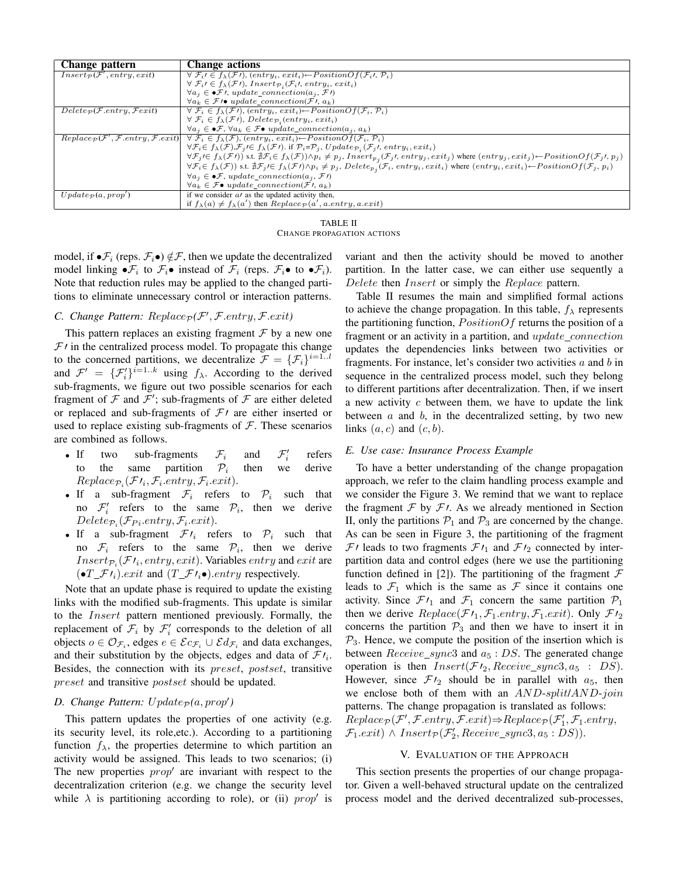| Change pattern | Change actions |
|---|---|
| $Insert_{\mathcal{P}}(\mathcal{F}', entry, exit)$ | $\forall\ \mathcal{F}_i\prime \in f_\lambda(\mathcal{F}\prime)$, $(entry_i, exit_i) \leftarrow PositionOf(\mathcal{F}_i\prime, \mathcal{P}_i)$ |
| | $\forall\ \mathcal{F}_i\prime \in f_\lambda(\mathcal{F}\prime)$, $Insert_{\mathcal{P}_i}(\mathcal{F}_i\prime, entry_i, exit_i)$ |
| | $\forall a_j \in \bullet\mathcal{F}\prime$, $update\_connection(a_j, \mathcal{F}\prime)$ |
| | $\forall a_k \in \mathcal{F}\prime\bullet$ $update\_connection(\mathcal{F}\prime, a_k)$ |
| $Delete_{\mathcal{P}}(\mathcal{F}.entry, \mathcal{F}exit)$ | $\forall\ \mathcal{F}_i \in f_\lambda(\mathcal{F}\prime)$, $(entry_i, exit_i) \leftarrow PositionOf(\mathcal{F}_i, \mathcal{P}_i)$ |
| | $\forall\ \mathcal{F}_i \in f_\lambda(\mathcal{F}\prime)$, $Delete_{\mathcal{P}_i}(entry_i, exit_i)$ |
| | $\forall a_j \in \bullet\mathcal{F}$, $\forall a_k \in \mathcal{F}\bullet$ $update\_connection(a_j, a_k)$ |
| $Replace_{\mathcal{P}}(\mathcal{F}', \mathcal{F}.entry, \mathcal{F}.exit)$ | $\forall\ \mathcal{F}_i \in f_\lambda(\mathcal{F})$, $(entry_i, exit_i) \leftarrow PositionOf(\mathcal{F}_i, \mathcal{P}_i)$ |
| | $\forall \mathcal{F}_i \in f_\lambda(\mathcal{F}), \mathcal{F}_j\prime \in f_\lambda(\mathcal{F}\prime)$. if $\mathcal{P}_i = \mathcal{P}_j$, $Update_{\mathcal{P}_i}(\mathcal{F}_j\prime, entry_i, exit_i)$ |
| | $\forall \mathcal{F}_j\prime \in f_\lambda(\mathcal{F}\prime))$ s.t. $\nexists \mathcal{F}_i \in f_\lambda(\mathcal{F})) \wedge p_i \neq p_j$, $Insert_{p_j}(\mathcal{F}_j\prime, entry_j, exit_j)$ where $(entry_j, exit_j) \leftarrow PositionOf(\mathcal{F}_j\prime, p_j)$ |
| | $\forall \mathcal{F}_i \in f_\lambda(\mathcal{F}))$ s.t. $\nexists \mathcal{F}_j\prime \in f_\lambda(\mathcal{F}\prime) \wedge p_i \neq p_j$, $Delete_{p_j}(\mathcal{F}_i, entry_i, exit_i)$ where $(entry_i, exit_i) \leftarrow PositionOf(\mathcal{F}_j, p_i)$ |
| | $\forall a_j \in \bullet\mathcal{F}$, $update\_connection(a_j, \mathcal{F}\prime)$ |
| | $\forall a_k \in \mathcal{F}\bullet$ $update\_connection(\mathcal{F}\prime, a_k)$ |
| $Update_{\mathcal{P}}(a, prop')$ | if we consider $a\prime$ as the updated activity then, |
| | if $f_\lambda(a) \neq f_\lambda(a')$ then $Replace_{\mathcal{P}}(a', a.entry, a.exit)$ |

TABLE II
CHANGE PROPAGATION ACTIONS

model, if $\bullet\mathcal{F}_i$ (reps. $\mathcal{F}_i\bullet$) $\notin \mathcal{F}$, then we update the decentralized model linking $\bullet\mathcal{F}_i$ to $\mathcal{F}_i\bullet$ instead of $\mathcal{F}_i$ (reps. $\mathcal{F}_i\bullet$ to $\bullet\mathcal{F}_i$). Note that reduction rules may be applied to the changed partitions to eliminate unnecessary control or interaction patterns.

### C. Change Pattern: $Replace_{\mathcal{P}}(\mathcal{F}', \mathcal{F}.entry, \mathcal{F}.exit)$

This pattern replaces an existing fragment $\mathcal{F}$ by a new one $\mathcal{F}\prime$ in the centralized process model. To propagate this change to the concerned partitions, we decentralize $\mathcal{F} = \{\mathcal{F}_i\}^{i=1..l}$ and $\mathcal{F}' = \{\mathcal{F}'_i\}^{i=1..k}$ using $f_\lambda$. According to the derived sub-fragments, we figure out two possible scenarios for each fragment of $\mathcal{F}$ and $\mathcal{F}'$; sub-fragments of $\mathcal{F}$ are either deleted or replaced and sub-fragments of $\mathcal{F}\prime$ are either inserted or used to replace existing sub-fragments of $\mathcal{F}$. These scenarios are combined as follows.

- If two sub-fragments $\mathcal{F}_i$ and $\mathcal{F}'_i$ refers to the same partition $\mathcal{P}_i$ then we derive $Replace_{\mathcal{P}_i}(\mathcal{F}\prime_i, \mathcal{F}_i.entry, \mathcal{F}_i.exit)$.
- If a sub-fragment $\mathcal{F}_i$ refers to $\mathcal{P}_i$ such that no $\mathcal{F}'_i$ refers to the same $\mathcal{P}_i$, then we derive $Delete_{\mathcal{P}_i}(\mathcal{F}_{Pi}.entry, \mathcal{F}_i.exit)$.
- If a sub-fragment $\mathcal{F}\prime_i$ refers to $\mathcal{P}_i$ such that no $\mathcal{F}_i$ refers to the same $\mathcal{P}_i$, then we derive $Insert_{\mathcal{P}_i}(\mathcal{F}\prime_i, entry, exit)$. Variables $entry$ and $exit$ are $(\bullet T\_\mathcal{F}\prime_i).exit$ and $(T\_\mathcal{F}\prime_i\bullet).entry$ respectively.

Note that an update phase is required to update the existing links with the modified sub-fragments. This update is similar to the $Insert$ pattern mentioned previously. Formally, the replacement of $\mathcal{F}_i$ by $\mathcal{F}'_i$ corresponds to the deletion of all objects $o \in \mathcal{O}_{\mathcal{F}_i}$, edges $e \in \mathcal{E}c_{\mathcal{F}_i} \cup \mathcal{E}d_{\mathcal{F}_i}$ and data exchanges, and their substitution by the objects, edges and data of $\mathcal{F}\prime_i$. Besides, the connection with its $preset$, $postset$, transitive $preset$ and transitive $postset$ should be updated.

### D. Change Pattern: $Update_{\mathcal{P}}(a, prop')$

This pattern updates the properties of one activity (e.g. its security level, its role,etc.). According to a partitioning function $f_\lambda$, the properties determine to which partition an activity would be assigned. This leads to two scenarios; (i) The new properties $prop'$ are invariant with respect to the decentralization criterion (e.g. we change the security level while $\lambda$ is partitioning according to role), or (ii) $prop'$ is variant and then the activity should be moved to another partition. In the latter case, we can either use sequently a $Delete$ then $Insert$ or simply the $Replace$ pattern.

Table II resumes the main and simplified formal actions to achieve the change propagation. In this table, $f_\lambda$ represents the partitioning function, $PositionOf$ returns the position of a fragment or an activity in a partition, and $update\_connection$ updates the dependencies links between two activities or fragments. For instance, let's consider two activities $a$ and $b$ in sequence in the centralized process model, such they belong to different partitions after decentralization. Then, if we insert a new activity $c$ between them, we have to update the link between $a$ and $b$, in the decentralized setting, by two new links $(a, c)$ and $(c, b)$.

### E. Use case: Insurance Process Example

To have a better understanding of the change propagation approach, we refer to the claim handling process example and we consider the Figure 3. We remind that we want to replace the fragment $\mathcal{F}$ by $\mathcal{F}\prime$. As we already mentioned in Section II, only the partitions $\mathcal{P}_1$ and $\mathcal{P}_3$ are concerned by the change. As can be seen in Figure 3, the partitioning of the fragment $\mathcal{F}\prime$ leads to two fragments $\mathcal{F}\prime_1$ and $\mathcal{F}\prime_2$ connected by inter-partition data and control edges (here we use the partitioning function defined in [2]). The partitioning of the fragment $\mathcal{F}$ leads to $\mathcal{F}_1$ which is the same as $\mathcal{F}$ since it contains one activity. Since $\mathcal{F}\prime_1$ and $\mathcal{F}_1$ concern the same partition $\mathcal{P}_1$ then we derive $Replace(\mathcal{F}\prime_1, \mathcal{F}_1.entry, \mathcal{F}_1.exit)$. Only $\mathcal{F}\prime_2$ concerns the partition $\mathcal{P}_3$ and then we have to insert it in $\mathcal{P}_3$. Hence, we compute the position of the insertion which is between $Receive\_sync3$ and $a_5 : DS$. The generated change operation is then $Insert(\mathcal{F}\prime_2, Receive\_sync3, a_5 : DS)$. However, since $\mathcal{F}\prime_2$ should be in parallel with $a_5$, then we enclose both of them with an $AND$-$split$/$AND$-$join$ patterns. The change propagation is translated as follows: $Replace_{\mathcal{P}}(\mathcal{F}', \mathcal{F}.entry, \mathcal{F}.exit) \Rightarrow Replace_{\mathcal{P}}(\mathcal{F}'_1, \mathcal{F}_1.entry, \mathcal{F}_1.exit) \wedge Insert_{\mathcal{P}}(\mathcal{F}'_2, Receive\_sync3, a_5 : DS))$.

## V. EVALUATION OF THE APPROACH

This section presents the properties of our change propagator. Given a well-behaved structural update on the centralized process model and the derived decentralized sub-processes,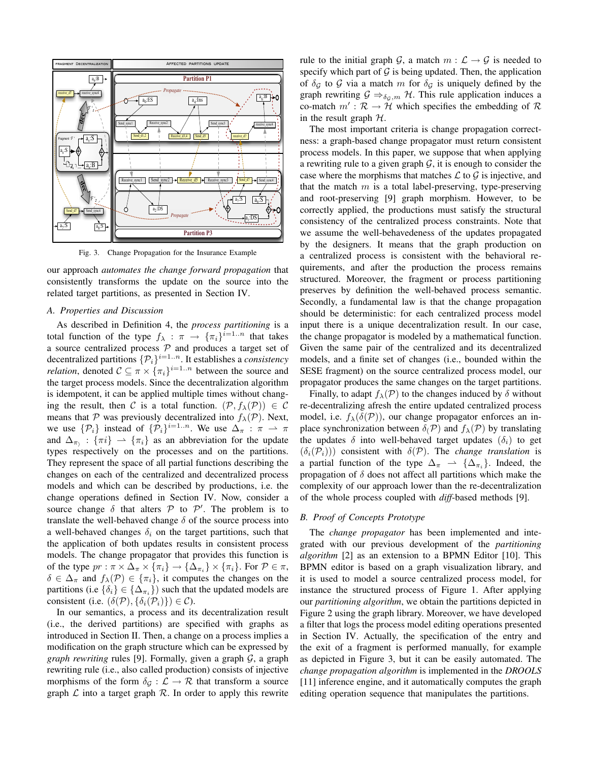Fig. 3. Change Propagation for the Insurance Example

our approach *automates the change forward propagation* that consistently transforms the update on the source into the related target partitions, as presented in Section IV.

### A. Properties and Discussion

As described in Definition 4, the *process partitioning* is a total function of the type $f_\lambda : \pi \rightarrow \{\pi_i\}^{i=1..n}$ that takes a source centralized process $\mathcal{P}$ and produces a target set of decentralized partitions $\{\mathcal{P}_i\}^{i=1..n}$. It establishes a *consistency relation*, denoted $\mathcal{C} \subseteq \pi \times \{\pi_i\}^{i=1..n}$ between the source and the target process models. Since the decentralization algorithm is idempotent, it can be applied multiple times without changing the result, then $\mathcal{C}$ is a total function. $(\mathcal{P}, f_\lambda(\mathcal{P})) \in \mathcal{C}$ means that $\mathcal{P}$ was previously decentralized into $f_\lambda(\mathcal{P})$. Next, we use $\{\mathcal{P}_i\}$ instead of $\{\mathcal{P}_i\}^{i=1..n}$. We use $\Delta_\pi : \pi \rightharpoonup \pi$ and $\Delta_{\pi_\rangle} : \{\pi i\} \rightharpoonup \{\pi_i\}$ as an abbreviation for the update types respectively on the processes and on the partitions. They represent the space of all partial functions describing the changes on each of the centralized and decentralized process models and which can be described by productions, i.e. the change operations defined in Section IV. Now, consider a source change $\delta$ that alters $\mathcal{P}$ to $\mathcal{P}'$. The problem is to translate the well-behaved change $\delta$ of the source process into a well-behaved changes $\delta_i$ on the target partitions, such that the application of both updates results in consistent process models. The change propagator that provides this function is of the type $pr : \pi \times \Delta_\pi \times \{\pi_i\} \rightarrow \{\Delta_{\pi_i}\} \times \{\pi_i\}$. For $\mathcal{P} \in \pi$, $\delta \in \Delta_\pi$ and $f_\lambda(\mathcal{P}) \in \{\pi_i\}$, it computes the changes on the partitions (i.e $\{\delta_i\} \in \{\Delta_{\pi_i}\}$) such that the updated models are consistent (i.e. $(\delta(\mathcal{P}), \{\delta_i(\mathcal{P}_i)\}) \in \mathcal{C}$).

In our semantics, a process and its decentralization result (i.e., the derived partitions) are specified with graphs as introduced in Section II. Then, a change on a process implies a modification on the graph structure which can be expressed by *graph rewriting* rules [9]. Formally, given a graph $\mathcal{G}$, a graph rewriting rule (i.e., also called production) consists of injective morphisms of the form $\delta_\mathcal{G} : \mathcal{L} \rightarrow \mathcal{R}$ that transform a source graph $\mathcal{L}$ into a target graph $\mathcal{R}$. In order to apply this rewrite rule to the initial graph $\mathcal{G}$, a match $m : \mathcal{L} \rightarrow \mathcal{G}$ is needed to specify which part of $\mathcal{G}$ is being updated. Then, the application of $\delta_\mathcal{G}$ to $\mathcal{G}$ via a match $m$ for $\delta_\mathcal{G}$ is uniquely defined by the graph rewriting $\mathcal{G} \Rightarrow_{\delta_\mathcal{G}, m} \mathcal{H}$. This rule application induces a co-match $m' : \mathcal{R} \rightarrow \mathcal{H}$ which specifies the embedding of $\mathcal{R}$ in the result graph $\mathcal{H}$.

The most important criteria is change propagation correctness: a graph-based change propagator must return consistent process models. In this paper, we suppose that when applying a rewriting rule to a given graph $\mathcal{G}$, it is enough to consider the case where the morphisms that matches $\mathcal{L}$ to $\mathcal{G}$ is injective, and that the match $m$ is a total label-preserving, type-preserving and root-preserving [9] graph morphism. However, to be correctly applied, the productions must satisfy the structural consistency of the centralized process constraints. Note that we assume the well-behavedeness of the updates propagated by the designers. It means that the graph production on a centralized process is consistent with the behavioral requirements, and after the production the process remains structured. Moreover, the fragment or process partitioning preserves by definition the well-behaved process semantic. Secondly, a fundamental law is that the change propagation should be deterministic: for each centralized process model input there is a unique decentralization result. In our case, the change propagator is modeled by a mathematical function. Given the same pair of the centralized and its decentralized models, and a finite set of changes (i.e., bounded within the SESE fragment) on the source centralized process model, our propagator produces the same changes on the target partitions.

Finally, to adapt $f_\lambda(\mathcal{P})$ to the changes induced by $\delta$ without re-decentralizing afresh the entire updated centralized process model, i.e. $f_\lambda(\delta(\mathcal{P}))$, our change propagator enforces an in-place synchronization between $\delta_(\mathcal{P})$ and $f_\lambda(\mathcal{P})$ by translating the updates $\delta$ into well-behaved target updates $(\delta_i)$ to get $(\delta_i(\mathcal{P}_i)))$ consistent with $\delta(\mathcal{P})$. The *change translation* is a partial function of the type $\Delta_\pi \rightharpoonup \{\Delta_{\pi_i}\}$. Indeed, the propagation of $\delta$ does not affect all partitions which make the complexity of our approach lower than the re-decentralization of the whole process coupled with *diff*-based methods [9].

### B. Proof of Concepts Prototype

The *change propagator* has been implemented and integrated with our previous development of the *partitioning algorithm* [2] as an extension to a BPMN Editor [10]. This BPMN editor is based on a graph visualization library, and it is used to model a source centralized process model, for instance the structured process of Figure 1. After applying our *partitioning algorithm*, we obtain the partitions depicted in Figure 2 using the graph library. Moreover, we have developed a filter that logs the process model editing operations presented in Section IV. Actually, the specification of the entry and the exit of a fragment is performed manually, for example as depicted in Figure 3, but it can be easily automated. The *change propagation algorithm* is implemented in the *DROOLS* [11] inference engine, and it automatically computes the graph editing operation sequence that manipulates the partitions.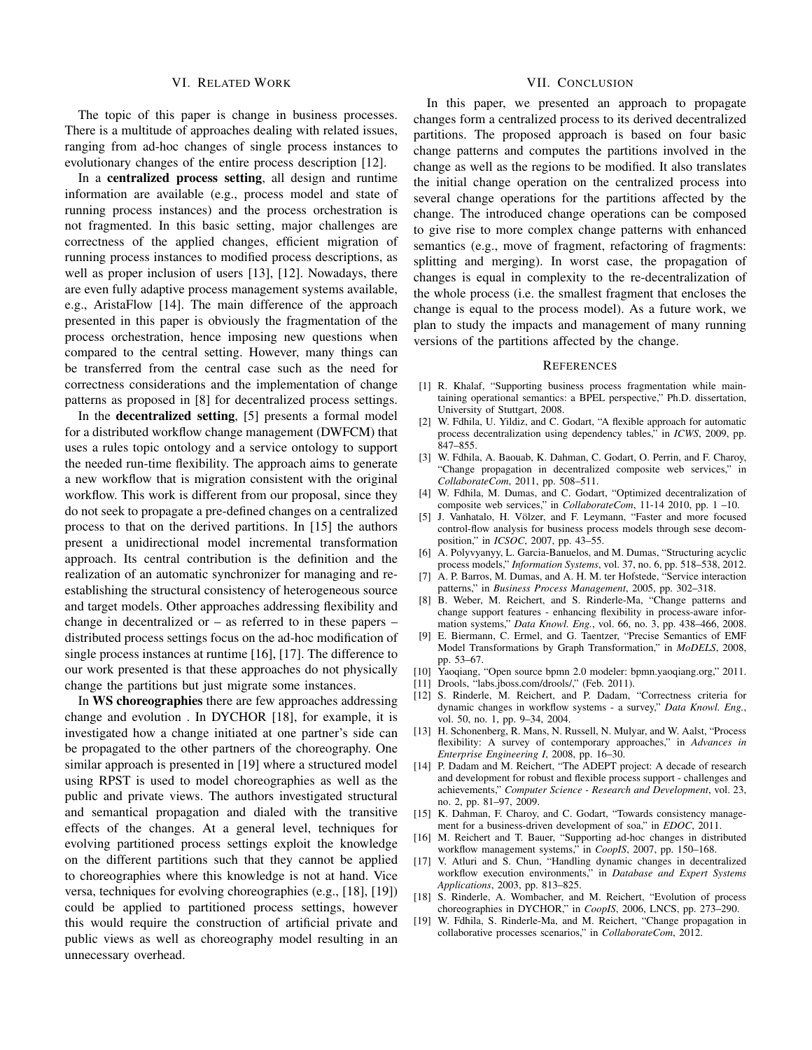## VI. Related Work

The topic of this paper is change in business processes. There is a multitude of approaches dealing with related issues, ranging from ad-hoc changes of single process instances to evolutionary changes of the entire process description [12].

In a **centralized process setting**, all design and runtime information are available (e.g., process model and state of running process instances) and the process orchestration is not fragmented. In this basic setting, major challenges are correctness of the applied changes, efficient migration of running process instances to modified process descriptions, as well as proper inclusion of users [13], [12]. Nowadays, there are even fully adaptive process management systems available, e.g., AristaFlow [14]. The main difference of the approach presented in this paper is obviously the fragmentation of the process orchestration, hence imposing new questions when compared to the central setting. However, many things can be transferred from the central case such as the need for correctness considerations and the implementation of change patterns as proposed in [8] for decentralized process settings.

In the **decentralized setting**, [5] presents a formal model for a distributed workflow change management (DWFCM) that uses a rules topic ontology and a service ontology to support the needed run-time flexibility. The approach aims to generate a new workflow that is migration consistent with the original workflow. This work is different from our proposal, since they do not seek to propagate a pre-defined changes on a centralized process to that on the derived partitions. In [15] the authors present a unidirectional model incremental transformation approach. Its central contribution is the definition and the realization of an automatic synchronizer for managing and re-establishing the structural consistency of heterogeneous source and target models. Other approaches addressing flexibility and change in decentralized or – as referred to in these papers – distributed process settings focus on the ad-hoc modification of single process instances at runtime [16], [17]. The difference to our work presented is that these approaches do not physically change the partitions but just migrate some instances.

In **WS choreographies** there are few approaches addressing change and evolution . In DYCHOR [18], for example, it is investigated how a change initiated at one partner's side can be propagated to the other partners of the choreography. One similar approach is presented in [19] where a structured model using RPST is used to model choreographies as well as the public and private views. The authors investigated structural and semantical propagation and dialed with the transitive effects of the changes. At a general level, techniques for evolving partitioned process settings exploit the knowledge on the different partitions such that they cannot be applied to choreographies where this knowledge is not at hand. Vice versa, techniques for evolving choreographies (e.g., [18], [19]) could be applied to partitioned process settings, however this would require the construction of artificial private and public views as well as choreography model resulting in an unnecessary overhead.

## VII. Conclusion

In this paper, we presented an approach to propagate changes form a centralized process to its derived decentralized partitions. The proposed approach is based on four basic change patterns and computes the partitions involved in the change as well as the regions to be modified. It also translates the initial change operation on the centralized process into several change operations for the partitions affected by the change. The introduced change operations can be composed to give rise to more complex change patterns with enhanced semantics (e.g., move of fragment, refactoring of fragments: splitting and merging). In worst case, the propagation of changes is equal in complexity to the re-decentralization of the whole process (i.e. the smallest fragment that encloses the change is equal to the process model). As a future work, we plan to study the impacts and management of many running versions of the partitions affected by the change.

## References

[1] R. Khalaf, "Supporting business process fragmentation while maintaining operational semantics: a BPEL perspective," Ph.D. dissertation, University of Stuttgart, 2008.

[2] W. Fdhila, U. Yildiz, and C. Godart, "A flexible approach for automatic process decentralization using dependency tables," in *ICWS*, 2009, pp. 847–855.

[3] W. Fdhila, A. Baouab, K. Dahman, C. Godart, O. Perrin, and F. Charoy, "Change propagation in decentralized composite web services," in *CollaborateCom*, 2011, pp. 508–511.

[4] W. Fdhila, M. Dumas, and C. Godart, "Optimized decentralization of composite web services," in *CollaborateCom*, 11-14 2010, pp. 1 –10.

[5] J. Vanhatalo, H. Völzer, and F. Leymann, "Faster and more focused control-flow analysis for business process models through sese decomposition," in *ICSOC*, 2007, pp. 43–55.

[6] A. Polyvyanyy, L. Garcia-Banuelos, and M. Dumas, "Structuring acyclic process models," *Information Systems*, vol. 37, no. 6, pp. 518–538, 2012.

[7] A. P. Barros, M. Dumas, and A. H. M. ter Hofstede, "Service interaction patterns," in *Business Process Management*, 2005, pp. 302–318.

[8] B. Weber, M. Reichert, and S. Rinderle-Ma, "Change patterns and change support features - enhancing flexibility in process-aware information systems," *Data Knowl. Eng.*, vol. 66, no. 3, pp. 438–466, 2008.

[9] E. Biermann, C. Ermel, and G. Taentzer, "Precise Semantics of EMF Model Transformations by Graph Transformation," in *MoDELS*, 2008, pp. 53–67.

[10] Yaoqiang, "Open source bpmn 2.0 modeler: bpmn.yaoqiang.org," 2011.

[11] Drools, "labs.jboss.com/drools/," (Feb. 2011).

[12] S. Rinderle, M. Reichert, and P. Dadam, "Correctness criteria for dynamic changes in workflow systems - a survey," *Data Knowl. Eng.*, vol. 50, no. 1, pp. 9–34, 2004.

[13] H. Schonenberg, R. Mans, N. Russell, N. Mulyar, and W. Aalst, "Process flexibility: A survey of contemporary approaches," in *Advances in Enterprise Engineering I*, 2008, pp. 16–30.

[14] P. Dadam and M. Reichert, "The ADEPT project: A decade of research and development for robust and flexible process support - challenges and achievements," *Computer Science - Research and Development*, vol. 23, no. 2, pp. 81–97, 2009.

[15] K. Dahman, F. Charoy, and C. Godart, "Towards consistency management for a business-driven development of soa," in *EDOC*, 2011.

[16] M. Reichert and T. Bauer, "Supporting ad-hoc changes in distributed workflow management systems," in *CoopIS*, 2007, pp. 150–168.

[17] V. Atluri and S. Chun, "Handling dynamic changes in decentralized workflow execution environments," in *Database and Expert Systems Applications*, 2003, pp. 813–825.

[18] S. Rinderle, A. Wombacher, and M. Reichert, "Evolution of process choreographies in DYCHOR," in *CoopIS*, 2006, LNCS, pp. 273–290.

[19] W. Fdhila, S. Rinderle-Ma, and M. Reichert, "Change propagation in collaborative processes scenarios," in *CollaborateCom*, 2012.